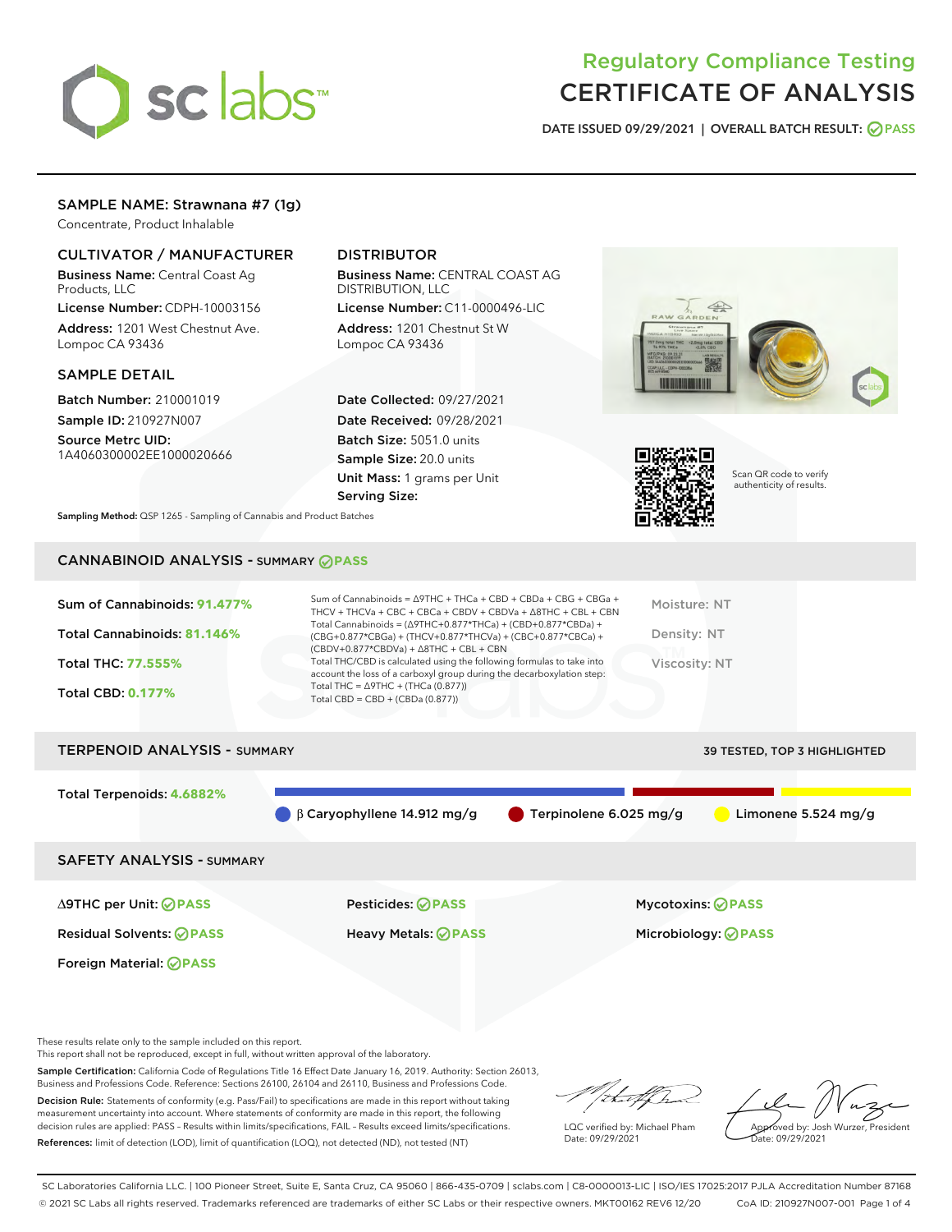# Regulatory Compliance Testing
# CERTIFICATE OF ANALYSIS

DATE ISSUED 09/29/2021 | OVERALL BATCH RESULT: PASS

## SAMPLE NAME: Strawnana #7 (1g)

Concentrate, Product Inhalable

### CULTIVATOR / MANUFACTURER

**Business Name:** Central Coast Ag Products, LLC

**License Number:** CDPH-10003156

**Address:** 1201 West Chestnut Ave. Lompoc CA 93436

### DISTRIBUTOR

**Business Name:** CENTRAL COAST AG DISTRIBUTION, LLC

**License Number:** C11-0000496-LIC

**Address:** 1201 Chestnut St W Lompoc CA 93436

### SAMPLE DETAIL

**Batch Number:** 210001019

**Sample ID:** 210927N007

**Source Metrc UID:** 1A4060300002EE1000020666

**Date Collected:** 09/27/2021

**Date Received:** 09/28/2021

**Batch Size:** 5051.0 units

**Sample Size:** 20.0 units

**Unit Mass:** 1 grams per Unit

**Serving Size:**

Scan QR code to verify authenticity of results.

**Sampling Method:** QSP 1265 - Sampling of Cannabis and Product Batches

## CANNABINOID ANALYSIS - SUMMARY PASS

**Sum of Cannabinoids:** 91.477%

**Total Cannabinoids:** 81.146%

**Total THC:** 77.555%

**Total CBD:** 0.177%

Sum of Cannabinoids = Δ9THC + THCa + CBD + CBDa + CBG + CBGa + THCV + THCVa + CBC + CBCa + CBDV + CBDVa + Δ8THC + CBL + CBN

Total Cannabinoids = (Δ9THC+0.877*THCa) + (CBD+0.877*CBDa) + (CBG+0.877*CBGa) + (THCV+0.877*THCVa) + (CBC+0.877*CBCa) + (CBDV+0.877*CBDVa) + Δ8THC + CBL + CBN

Total THC/CBD is calculated using the following formulas to take into account the loss of a carboxyl group during the decarboxylation step:

Total THC = Δ9THC + (THCa (0.877))

Total CBD = CBD + (CBDa (0.877))

Moisture: NT

Density: NT

Viscosity: NT

## TERPENOID ANALYSIS - SUMMARY

39 TESTED, TOP 3 HIGHLIGHTED

**Total Terpenoids:** 4.6882%

β Caryophyllene 14.912 mg/g | Terpinolene 6.025 mg/g | Limonene 5.524 mg/g

## SAFETY ANALYSIS - SUMMARY

| | | |
|---|---|---|
| Δ9THC per Unit: PASS | Pesticides: PASS | Mycotoxins: PASS |
| Residual Solvents: PASS | Heavy Metals: PASS | Microbiology: PASS |
| Foreign Material: PASS | | |

These results relate only to the sample included on this report.
This report shall not be reproduced, except in full, without written approval of the laboratory.

**Sample Certification:** California Code of Regulations Title 16 Effect Date January 16, 2019. Authority: Section 26013, Business and Professions Code. Reference: Sections 26100, 26104 and 26110, Business and Professions Code.

**Decision Rule:** Statements of conformity (e.g. Pass/Fail) to specifications are made in this report without taking measurement uncertainty into account. Where statements of conformity are made in this report, the following decision rules are applied: PASS – Results within limits/specifications, FAIL – Results exceed limits/specifications.

**References:** limit of detection (LOD), limit of quantification (LOQ), not detected (ND), not tested (NT)

LQC verified by: Michael Pham
Date: 09/29/2021

Approved by: Josh Wurzer, President
Date: 09/29/2021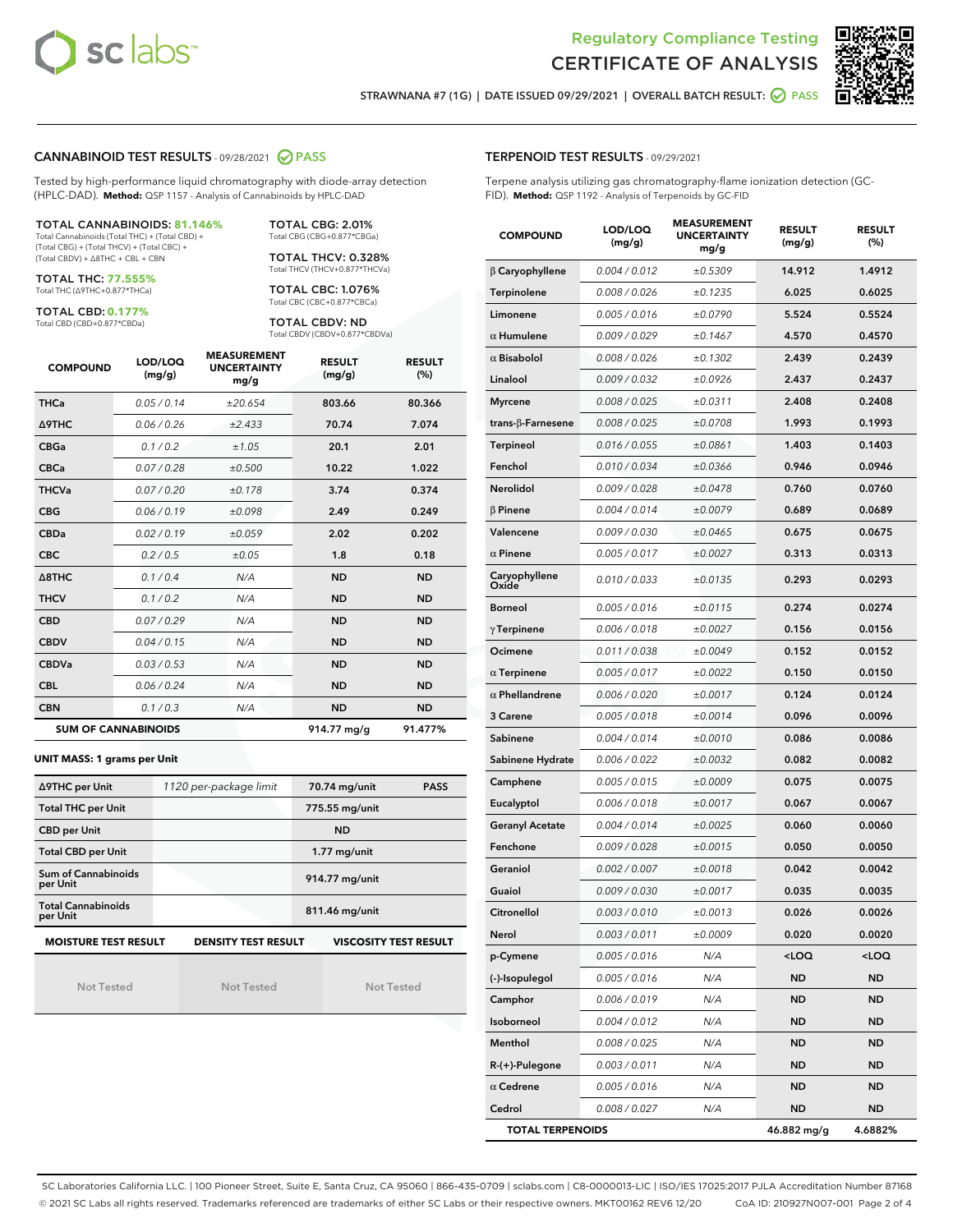Regulatory Compliance Testing
# CERTIFICATE OF ANALYSIS

STRAWNANA #7 (1G) | DATE ISSUED 09/29/2021 | OVERALL BATCH RESULT: PASS

## CANNABINOID TEST RESULTS - 09/28/2021 PASS

Tested by high-performance liquid chromatography with diode-array detection (HPLC-DAD). **Method:** QSP 1157 - Analysis of Cannabinoids by HPLC-DAD

**TOTAL CANNABINOIDS: 81.146%**
Total Cannabinoids (Total THC) + (Total CBD) + (Total CBG) + (Total THCV) + (Total CBC) + (Total CBDV) + Δ8THC + CBL + CBN

**TOTAL THC: 77.555%**
Total THC (Δ9THC+0.877*THCa)

**TOTAL CBD: 0.177%**
Total CBD (CBD+0.877*CBDa)

**TOTAL CBG: 2.01%**
Total CBG (CBG+0.877*CBGa)

**TOTAL THCV: 0.328%**
Total THCV (THCV+0.877*THCVa)

**TOTAL CBC: 1.076%**
Total CBC (CBC+0.877*CBCa)

**TOTAL CBDV: ND**
Total CBDV (CBDV+0.877*CBDVa)

| COMPOUND | LOD/LOQ (mg/g) | MEASUREMENT UNCERTAINTY mg/g | RESULT (mg/g) | RESULT (%) |
|---|---|---|---|---|
| THCa | 0.05 / 0.14 | ±20.654 | 803.66 | 80.366 |
| Δ9THC | 0.06 / 0.26 | ±2.433 | 70.74 | 7.074 |
| CBGa | 0.1 / 0.2 | ±1.05 | 20.1 | 2.01 |
| CBCa | 0.07 / 0.28 | ±0.500 | 10.22 | 1.022 |
| THCVa | 0.07 / 0.20 | ±0.178 | 3.74 | 0.374 |
| CBG | 0.06 / 0.19 | ±0.098 | 2.49 | 0.249 |
| CBDa | 0.02 / 0.19 | ±0.059 | 2.02 | 0.202 |
| CBC | 0.2 / 0.5 | ±0.05 | 1.8 | 0.18 |
| Δ8THC | 0.1 / 0.4 | N/A | ND | ND |
| THCV | 0.1 / 0.2 | N/A | ND | ND |
| CBD | 0.07 / 0.29 | N/A | ND | ND |
| CBDV | 0.04 / 0.15 | N/A | ND | ND |
| CBDVa | 0.03 / 0.53 | N/A | ND | ND |
| CBL | 0.06 / 0.24 | N/A | ND | ND |
| CBN | 0.1 / 0.3 | N/A | ND | ND |
| **SUM OF CANNABINOIDS** | | | 914.77 mg/g | 91.477% |

**UNIT MASS: 1 grams per Unit**

| | | | |
|---|---|---|---|
| Δ9THC per Unit | 1120 per-package limit | 70.74 mg/unit | PASS |
| Total THC per Unit | | 775.55 mg/unit | |
| CBD per Unit | | ND | |
| Total CBD per Unit | | 1.77 mg/unit | |
| Sum of Cannabinoids per Unit | | 914.77 mg/unit | |
| Total Cannabinoids per Unit | | 811.46 mg/unit | |

| MOISTURE TEST RESULT | DENSITY TEST RESULT | VISCOSITY TEST RESULT |
|---|---|---|
| Not Tested | Not Tested | Not Tested |

## TERPENOID TEST RESULTS - 09/29/2021

Terpene analysis utilizing gas chromatography-flame ionization detection (GC-FID). **Method:** QSP 1192 - Analysis of Terpenoids by GC-FID

| COMPOUND | LOD/LOQ (mg/g) | MEASUREMENT UNCERTAINTY mg/g | RESULT (mg/g) | RESULT (%) |
|---|---|---|---|---|
| β Caryophyllene | 0.004 / 0.012 | ±0.5309 | 14.912 | 1.4912 |
| Terpinolene | 0.008 / 0.026 | ±0.1235 | 6.025 | 0.6025 |
| Limonene | 0.005 / 0.016 | ±0.0790 | 5.524 | 0.5524 |
| α Humulene | 0.009 / 0.029 | ±0.1467 | 4.570 | 0.4570 |
| α Bisabolol | 0.008 / 0.026 | ±0.1302 | 2.439 | 0.2439 |
| Linalool | 0.009 / 0.032 | ±0.0926 | 2.437 | 0.2437 |
| Myrcene | 0.008 / 0.025 | ±0.0311 | 2.408 | 0.2408 |
| trans-β-Farnesene | 0.008 / 0.025 | ±0.0708 | 1.993 | 0.1993 |
| Terpineol | 0.016 / 0.055 | ±0.0861 | 1.403 | 0.1403 |
| Fenchol | 0.010 / 0.034 | ±0.0366 | 0.946 | 0.0946 |
| Nerolidol | 0.009 / 0.028 | ±0.0478 | 0.760 | 0.0760 |
| β Pinene | 0.004 / 0.014 | ±0.0079 | 0.689 | 0.0689 |
| Valencene | 0.009 / 0.030 | ±0.0465 | 0.675 | 0.0675 |
| α Pinene | 0.005 / 0.017 | ±0.0027 | 0.313 | 0.0313 |
| Caryophyllene Oxide | 0.010 / 0.033 | ±0.0135 | 0.293 | 0.0293 |
| Borneol | 0.005 / 0.016 | ±0.0115 | 0.274 | 0.0274 |
| γ Terpinene | 0.006 / 0.018 | ±0.0027 | 0.156 | 0.0156 |
| Ocimene | 0.011 / 0.038 | ±0.0049 | 0.152 | 0.0152 |
| α Terpinene | 0.005 / 0.017 | ±0.0022 | 0.150 | 0.0150 |
| α Phellandrene | 0.006 / 0.020 | ±0.0017 | 0.124 | 0.0124 |
| 3 Carene | 0.005 / 0.018 | ±0.0014 | 0.096 | 0.0096 |
| Sabinene | 0.004 / 0.014 | ±0.0010 | 0.086 | 0.0086 |
| Sabinene Hydrate | 0.006 / 0.022 | ±0.0032 | 0.082 | 0.0082 |
| Camphene | 0.005 / 0.015 | ±0.0009 | 0.075 | 0.0075 |
| Eucalyptol | 0.006 / 0.018 | ±0.0017 | 0.067 | 0.0067 |
| Geranyl Acetate | 0.004 / 0.014 | ±0.0025 | 0.060 | 0.0060 |
| Fenchone | 0.009 / 0.028 | ±0.0015 | 0.050 | 0.0050 |
| Geraniol | 0.002 / 0.007 | ±0.0018 | 0.042 | 0.0042 |
| Guaiol | 0.009 / 0.030 | ±0.0017 | 0.035 | 0.0035 |
| Citronellol | 0.003 / 0.010 | ±0.0013 | 0.026 | 0.0026 |
| Nerol | 0.003 / 0.011 | ±0.0009 | 0.020 | 0.0020 |
| p-Cymene | 0.005 / 0.016 | N/A | <LOQ | <LOQ |
| (-)-Isopulegol | 0.005 / 0.016 | N/A | ND | ND |
| Camphor | 0.006 / 0.019 | N/A | ND | ND |
| Isoborneol | 0.004 / 0.012 | N/A | ND | ND |
| Menthol | 0.008 / 0.025 | N/A | ND | ND |
| R-(+)-Pulegone | 0.003 / 0.011 | N/A | ND | ND |
| α Cedrene | 0.005 / 0.016 | N/A | ND | ND |
| Cedrol | 0.008 / 0.027 | N/A | ND | ND |
| **TOTAL TERPENOIDS** | | | 46.882 mg/g | 4.6882% |

SC Laboratories California LLC. | 100 Pioneer Street, Suite E, Santa Cruz, CA 95060 | 866-435-0709 | sclabs.com | C8-0000013-LIC | ISO/IES 17025:2017 PJLA Accreditation Number 87168
© 2021 SC Labs all rights reserved. Trademarks referenced are trademarks of either SC Labs or their respective owners. MKT00162 REV6 12/20 CoA ID: 210927N007-001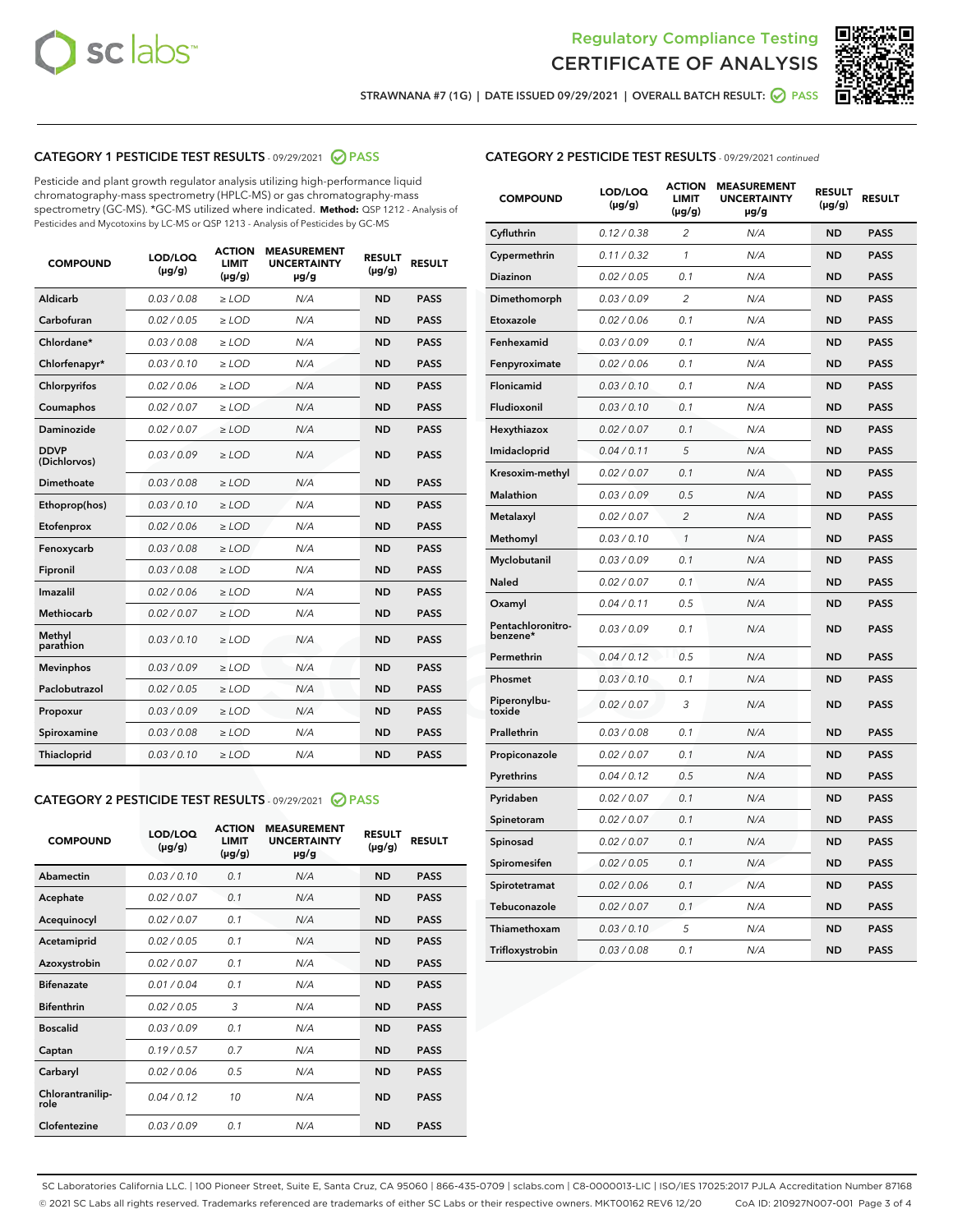Regulatory Compliance Testing

# CERTIFICATE OF ANALYSIS

STRAWNANA #7 (1G) | DATE ISSUED 09/29/2021 | OVERALL BATCH RESULT: PASS

## CATEGORY 1 PESTICIDE TEST RESULTS - 09/29/2021 PASS

Pesticide and plant growth regulator analysis utilizing high-performance liquid chromatography-mass spectrometry (HPLC-MS) or gas chromatography-mass spectrometry (GC-MS). *GC-MS utilized where indicated. **Method:** QSP 1212 - Analysis of Pesticides and Mycotoxins by LC-MS or QSP 1213 - Analysis of Pesticides by GC-MS

| COMPOUND | LOD/LOQ (µg/g) | ACTION LIMIT (µg/g) | MEASUREMENT UNCERTAINTY µg/g | RESULT (µg/g) | RESULT |
|---|---|---|---|---|---|
| Aldicarb | 0.03 / 0.08 | ≥ LOD | N/A | ND | PASS |
| Carbofuran | 0.02 / 0.05 | ≥ LOD | N/A | ND | PASS |
| Chlordane* | 0.03 / 0.08 | ≥ LOD | N/A | ND | PASS |
| Chlorfenapyr* | 0.03 / 0.10 | ≥ LOD | N/A | ND | PASS |
| Chlorpyrifos | 0.02 / 0.06 | ≥ LOD | N/A | ND | PASS |
| Coumaphos | 0.02 / 0.07 | ≥ LOD | N/A | ND | PASS |
| Daminozide | 0.02 / 0.07 | ≥ LOD | N/A | ND | PASS |
| DDVP (Dichlorvos) | 0.03 / 0.09 | ≥ LOD | N/A | ND | PASS |
| Dimethoate | 0.03 / 0.08 | ≥ LOD | N/A | ND | PASS |
| Ethoprop(hos) | 0.03 / 0.10 | ≥ LOD | N/A | ND | PASS |
| Etofenprox | 0.02 / 0.06 | ≥ LOD | N/A | ND | PASS |
| Fenoxycarb | 0.03 / 0.08 | ≥ LOD | N/A | ND | PASS |
| Fipronil | 0.03 / 0.08 | ≥ LOD | N/A | ND | PASS |
| Imazalil | 0.02 / 0.06 | ≥ LOD | N/A | ND | PASS |
| Methiocarb | 0.02 / 0.07 | ≥ LOD | N/A | ND | PASS |
| Methyl parathion | 0.03 / 0.10 | ≥ LOD | N/A | ND | PASS |
| Mevinphos | 0.03 / 0.09 | ≥ LOD | N/A | ND | PASS |
| Paclobutrazol | 0.02 / 0.05 | ≥ LOD | N/A | ND | PASS |
| Propoxur | 0.03 / 0.09 | ≥ LOD | N/A | ND | PASS |
| Spiroxamine | 0.03 / 0.08 | ≥ LOD | N/A | ND | PASS |
| Thiacloprid | 0.03 / 0.10 | ≥ LOD | N/A | ND | PASS |

## CATEGORY 2 PESTICIDE TEST RESULTS - 09/29/2021 PASS

| COMPOUND | LOD/LOQ (µg/g) | ACTION LIMIT (µg/g) | MEASUREMENT UNCERTAINTY µg/g | RESULT (µg/g) | RESULT |
|---|---|---|---|---|---|
| Abamectin | 0.03 / 0.10 | 0.1 | N/A | ND | PASS |
| Acephate | 0.02 / 0.07 | 0.1 | N/A | ND | PASS |
| Acequinocyl | 0.02 / 0.07 | 0.1 | N/A | ND | PASS |
| Acetamiprid | 0.02 / 0.05 | 0.1 | N/A | ND | PASS |
| Azoxystrobin | 0.02 / 0.07 | 0.1 | N/A | ND | PASS |
| Bifenazate | 0.01 / 0.04 | 0.1 | N/A | ND | PASS |
| Bifenthrin | 0.02 / 0.05 | 3 | N/A | ND | PASS |
| Boscalid | 0.03 / 0.09 | 0.1 | N/A | ND | PASS |
| Captan | 0.19 / 0.57 | 0.7 | N/A | ND | PASS |
| Carbaryl | 0.02 / 0.06 | 0.5 | N/A | ND | PASS |
| Chlorantraniliprole | 0.04 / 0.12 | 10 | N/A | ND | PASS |
| Clofentezine | 0.03 / 0.09 | 0.1 | N/A | ND | PASS |
| Cyfluthrin | 0.12 / 0.38 | 2 | N/A | ND | PASS |
| Cypermethrin | 0.11 / 0.32 | 1 | N/A | ND | PASS |
| Diazinon | 0.02 / 0.05 | 0.1 | N/A | ND | PASS |
| Dimethomorph | 0.03 / 0.09 | 2 | N/A | ND | PASS |
| Etoxazole | 0.02 / 0.06 | 0.1 | N/A | ND | PASS |
| Fenhexamid | 0.03 / 0.09 | 0.1 | N/A | ND | PASS |
| Fenpyroximate | 0.02 / 0.06 | 0.1 | N/A | ND | PASS |
| Flonicamid | 0.03 / 0.10 | 0.1 | N/A | ND | PASS |
| Fludioxonil | 0.03 / 0.10 | 0.1 | N/A | ND | PASS |
| Hexythiazox | 0.02 / 0.07 | 0.1 | N/A | ND | PASS |
| Imidacloprid | 0.04 / 0.11 | 5 | N/A | ND | PASS |
| Kresoxim-methyl | 0.02 / 0.07 | 0.1 | N/A | ND | PASS |
| Malathion | 0.03 / 0.09 | 0.5 | N/A | ND | PASS |
| Metalaxyl | 0.02 / 0.07 | 2 | N/A | ND | PASS |
| Methomyl | 0.03 / 0.10 | 1 | N/A | ND | PASS |
| Myclobutanil | 0.03 / 0.09 | 0.1 | N/A | ND | PASS |
| Naled | 0.02 / 0.07 | 0.1 | N/A | ND | PASS |
| Oxamyl | 0.04 / 0.11 | 0.5 | N/A | ND | PASS |
| Pentachloronitrobenzene* | 0.03 / 0.09 | 0.1 | N/A | ND | PASS |
| Permethrin | 0.04 / 0.12 | 0.5 | N/A | ND | PASS |
| Phosmet | 0.03 / 0.10 | 0.1 | N/A | ND | PASS |
| Piperonylbutoxide | 0.02 / 0.07 | 3 | N/A | ND | PASS |
| Prallethrin | 0.03 / 0.08 | 0.1 | N/A | ND | PASS |
| Propiconazole | 0.02 / 0.07 | 0.1 | N/A | ND | PASS |
| Pyrethrins | 0.04 / 0.12 | 0.5 | N/A | ND | PASS |
| Pyridaben | 0.02 / 0.07 | 0.1 | N/A | ND | PASS |
| Spinetoram | 0.02 / 0.07 | 0.1 | N/A | ND | PASS |
| Spinosad | 0.02 / 0.07 | 0.1 | N/A | ND | PASS |
| Spiromesifen | 0.02 / 0.05 | 0.1 | N/A | ND | PASS |
| Spirotetramat | 0.02 / 0.06 | 0.1 | N/A | ND | PASS |
| Tebuconazole | 0.02 / 0.07 | 0.1 | N/A | ND | PASS |
| Thiamethoxam | 0.03 / 0.10 | 5 | N/A | ND | PASS |
| Trifloxystrobin | 0.03 / 0.08 | 0.1 | N/A | ND | PASS |

SC Laboratories California LLC. | 100 Pioneer Street, Suite E, Santa Cruz, CA 95060 | 866-435-0709 | sclabs.com | C8-0000013-LIC | ISO/IES 17025:2017 PJLA Accreditation Number 87168
© 2021 SC Labs all rights reserved. Trademarks referenced are trademarks of either SC Labs or their respective owners. MKT00162 REV6 12/20 CoA ID: 210927N007-001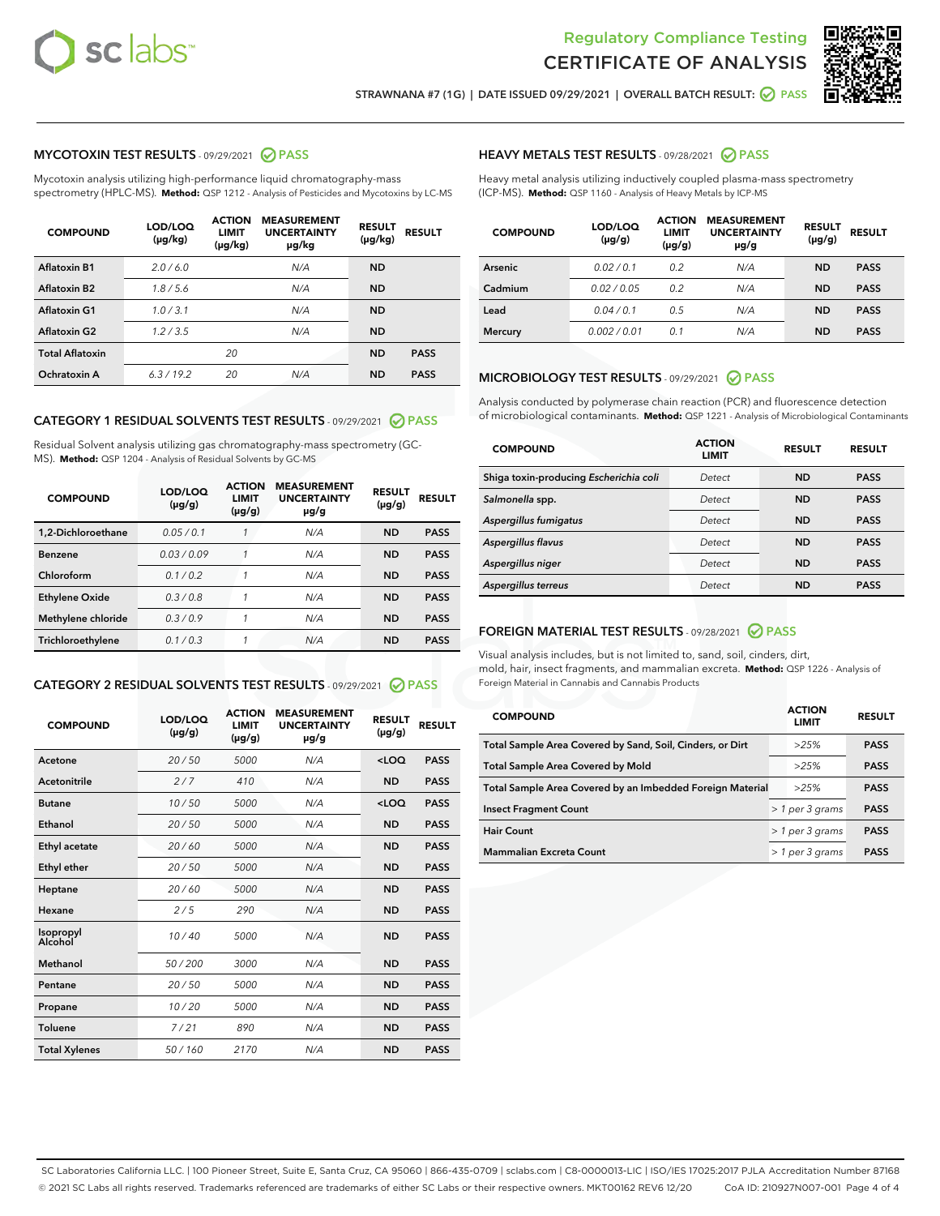Regulatory Compliance Testing
CERTIFICATE OF ANALYSIS

STRAWNANA #7 (1G) | DATE ISSUED 09/29/2021 | OVERALL BATCH RESULT: PASS

## MYCOTOXIN TEST RESULTS - 09/29/2021 PASS

Mycotoxin analysis utilizing high-performance liquid chromatography-mass spectrometry (HPLC-MS). **Method:** QSP 1212 - Analysis of Pesticides and Mycotoxins by LC-MS

| COMPOUND | LOD/LOQ (μg/kg) | ACTION LIMIT (μg/kg) | MEASUREMENT UNCERTAINTY μg/kg | RESULT (μg/kg) | RESULT |
|---|---|---|---|---|---|
| Aflatoxin B1 | 2.0 / 6.0 | | N/A | ND | |
| Aflatoxin B2 | 1.8 / 5.6 | | N/A | ND | |
| Aflatoxin G1 | 1.0 / 3.1 | | N/A | ND | |
| Aflatoxin G2 | 1.2 / 3.5 | | N/A | ND | |
| Total Aflatoxin | | 20 | | ND | PASS |
| Ochratoxin A | 6.3 / 19.2 | 20 | N/A | ND | PASS |

## CATEGORY 1 RESIDUAL SOLVENTS TEST RESULTS - 09/29/2021 PASS

Residual Solvent analysis utilizing gas chromatography-mass spectrometry (GC-MS). **Method:** QSP 1204 - Analysis of Residual Solvents by GC-MS

| COMPOUND | LOD/LOQ (μg/g) | ACTION LIMIT (μg/g) | MEASUREMENT UNCERTAINTY μg/g | RESULT (μg/g) | RESULT |
|---|---|---|---|---|---|
| 1,2-Dichloroethane | 0.05 / 0.1 | 1 | N/A | ND | PASS |
| Benzene | 0.03 / 0.09 | 1 | N/A | ND | PASS |
| Chloroform | 0.1 / 0.2 | 1 | N/A | ND | PASS |
| Ethylene Oxide | 0.3 / 0.8 | 1 | N/A | ND | PASS |
| Methylene chloride | 0.3 / 0.9 | 1 | N/A | ND | PASS |
| Trichloroethylene | 0.1 / 0.3 | 1 | N/A | ND | PASS |

## CATEGORY 2 RESIDUAL SOLVENTS TEST RESULTS - 09/29/2021 PASS

| COMPOUND | LOD/LOQ (μg/g) | ACTION LIMIT (μg/g) | MEASUREMENT UNCERTAINTY μg/g | RESULT (μg/g) | RESULT |
|---|---|---|---|---|---|
| Acetone | 20 / 50 | 5000 | N/A | <LOQ | PASS |
| Acetonitrile | 2 / 7 | 410 | N/A | ND | PASS |
| Butane | 10 / 50 | 5000 | N/A | <LOQ | PASS |
| Ethanol | 20 / 50 | 5000 | N/A | ND | PASS |
| Ethyl acetate | 20 / 60 | 5000 | N/A | ND | PASS |
| Ethyl ether | 20 / 50 | 5000 | N/A | ND | PASS |
| Heptane | 20 / 60 | 5000 | N/A | ND | PASS |
| Hexane | 2 / 5 | 290 | N/A | ND | PASS |
| Isopropyl Alcohol | 10 / 40 | 5000 | N/A | ND | PASS |
| Methanol | 50 / 200 | 3000 | N/A | ND | PASS |
| Pentane | 20 / 50 | 5000 | N/A | ND | PASS |
| Propane | 10 / 20 | 5000 | N/A | ND | PASS |
| Toluene | 7 / 21 | 890 | N/A | ND | PASS |
| Total Xylenes | 50 / 160 | 2170 | N/A | ND | PASS |

## HEAVY METALS TEST RESULTS - 09/28/2021 PASS

Heavy metal analysis utilizing inductively coupled plasma-mass spectrometry (ICP-MS). **Method:** QSP 1160 - Analysis of Heavy Metals by ICP-MS

| COMPOUND | LOD/LOQ (μg/g) | ACTION LIMIT (μg/g) | MEASUREMENT UNCERTAINTY μg/g | RESULT (μg/g) | RESULT |
|---|---|---|---|---|---|
| Arsenic | 0.02 / 0.1 | 0.2 | N/A | ND | PASS |
| Cadmium | 0.02 / 0.05 | 0.2 | N/A | ND | PASS |
| Lead | 0.04 / 0.1 | 0.5 | N/A | ND | PASS |
| Mercury | 0.002 / 0.01 | 0.1 | N/A | ND | PASS |

## MICROBIOLOGY TEST RESULTS - 09/29/2021 PASS

Analysis conducted by polymerase chain reaction (PCR) and fluorescence detection of microbiological contaminants. **Method:** QSP 1221 - Analysis of Microbiological Contaminants

| COMPOUND | ACTION LIMIT | RESULT | RESULT |
|---|---|---|---|
| Shiga toxin-producing *Escherichia coli* | Detect | ND | PASS |
| *Salmonella* spp. | Detect | ND | PASS |
| *Aspergillus fumigatus* | Detect | ND | PASS |
| *Aspergillus flavus* | Detect | ND | PASS |
| *Aspergillus niger* | Detect | ND | PASS |
| *Aspergillus terreus* | Detect | ND | PASS |

## FOREIGN MATERIAL TEST RESULTS - 09/28/2021 PASS

Visual analysis includes, but is not limited to, sand, soil, cinders, dirt, mold, hair, insect fragments, and mammalian excreta. **Method:** QSP 1226 - Analysis of Foreign Material in Cannabis and Cannabis Products

| COMPOUND | ACTION LIMIT | RESULT |
|---|---|---|
| Total Sample Area Covered by Sand, Soil, Cinders, or Dirt | >25% | PASS |
| Total Sample Area Covered by Mold | >25% | PASS |
| Total Sample Area Covered by an Imbedded Foreign Material | >25% | PASS |
| Insect Fragment Count | > 1 per 3 grams | PASS |
| Hair Count | > 1 per 3 grams | PASS |
| Mammalian Excreta Count | > 1 per 3 grams | PASS |

SC Laboratories California LLC. | 100 Pioneer Street, Suite E, Santa Cruz, CA 95060 | 866-435-0709 | sclabs.com | C8-0000013-LIC | ISO/IES 17025:2017 PJLA Accreditation Number 87168
© 2021 SC Labs all rights reserved. Trademarks referenced are trademarks of either SC Labs or their respective owners. MKT00162 REV6 12/20 CoA ID: 210927N007-001